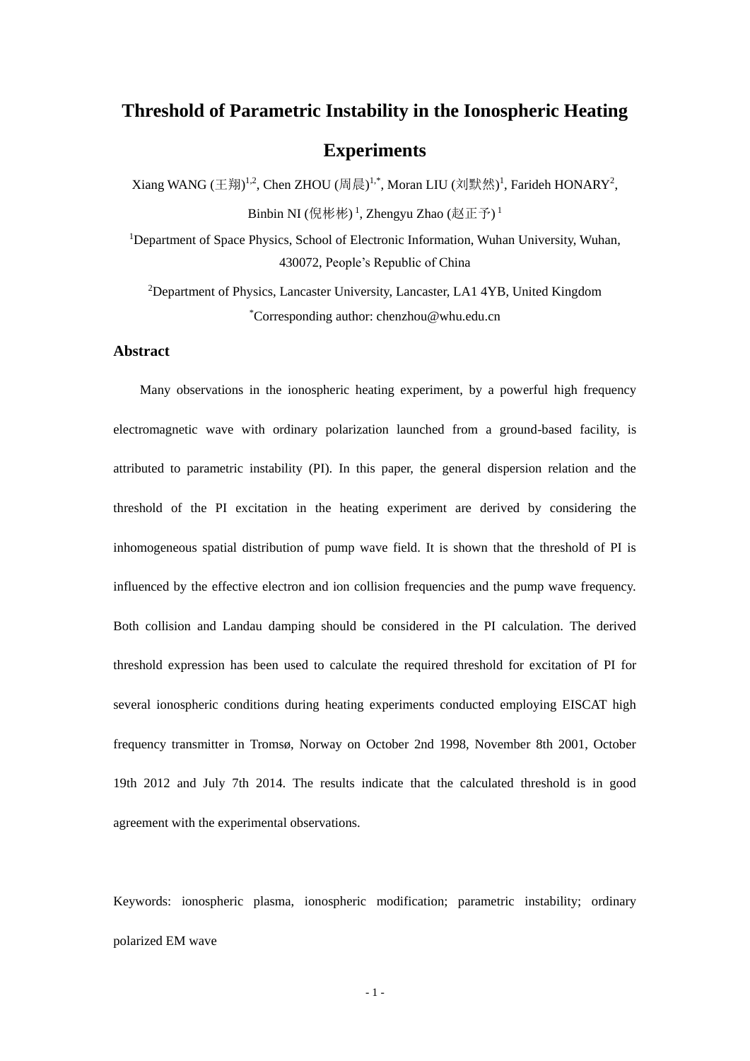# Threshold of Parametric Instability in the Ionospheric Heating Experiments

Xiang WANG (王翔)[1,2], Chen ZHOU (周晨)[1,*], Moran LIU (刘默然)[1], Farideh HONARY[2], Binbin NI (倪彬彬)[1], Zhengyu Zhao (赵正予)[1]

[1]Department of Space Physics, School of Electronic Information, Wuhan University, Wuhan, 430072, People's Republic of China

[2]Department of Physics, Lancaster University, Lancaster, LA1 4YB, United Kingdom

[*]Corresponding author: chenzhou@whu.edu.cn

## Abstract

Many observations in the ionospheric heating experiment, by a powerful high frequency electromagnetic wave with ordinary polarization launched from a ground-based facility, is attributed to parametric instability (PI). In this paper, the general dispersion relation and the threshold of the PI excitation in the heating experiment are derived by considering the inhomogeneous spatial distribution of pump wave field. It is shown that the threshold of PI is influenced by the effective electron and ion collision frequencies and the pump wave frequency. Both collision and Landau damping should be considered in the PI calculation. The derived threshold expression has been used to calculate the required threshold for excitation of PI for several ionospheric conditions during heating experiments conducted employing EISCAT high frequency transmitter in Tromsø, Norway on October 2nd 1998, November 8th 2001, October 19th 2012 and July 7th 2014. The results indicate that the calculated threshold is in good agreement with the experimental observations.

Keywords: ionospheric plasma, ionospheric modification; parametric instability; ordinary polarized EM wave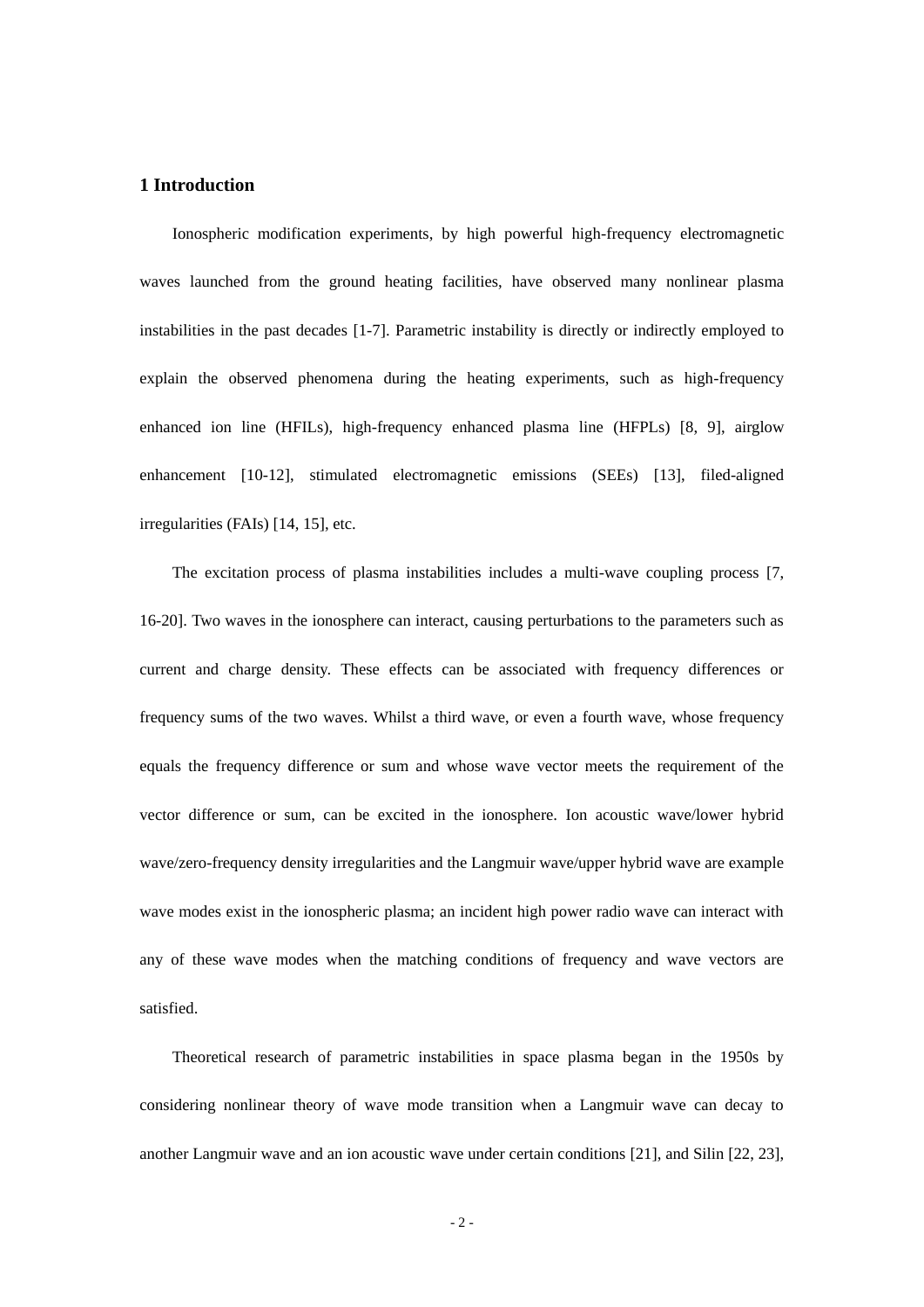## 1 Introduction

Ionospheric modification experiments, by high powerful high-frequency electromagnetic waves launched from the ground heating facilities, have observed many nonlinear plasma instabilities in the past decades [1-7]. Parametric instability is directly or indirectly employed to explain the observed phenomena during the heating experiments, such as high-frequency enhanced ion line (HFILs), high-frequency enhanced plasma line (HFPLs) [8, 9], airglow enhancement [10-12], stimulated electromagnetic emissions (SEEs) [13], filed-aligned irregularities (FAIs) [14, 15], etc.

The excitation process of plasma instabilities includes a multi-wave coupling process [7, 16-20]. Two waves in the ionosphere can interact, causing perturbations to the parameters such as current and charge density. These effects can be associated with frequency differences or frequency sums of the two waves. Whilst a third wave, or even a fourth wave, whose frequency equals the frequency difference or sum and whose wave vector meets the requirement of the vector difference or sum, can be excited in the ionosphere. Ion acoustic wave/lower hybrid wave/zero-frequency density irregularities and the Langmuir wave/upper hybrid wave are example wave modes exist in the ionospheric plasma; an incident high power radio wave can interact with any of these wave modes when the matching conditions of frequency and wave vectors are satisfied.

Theoretical research of parametric instabilities in space plasma began in the 1950s by considering nonlinear theory of wave mode transition when a Langmuir wave can decay to another Langmuir wave and an ion acoustic wave under certain conditions [21], and Silin [22, 23],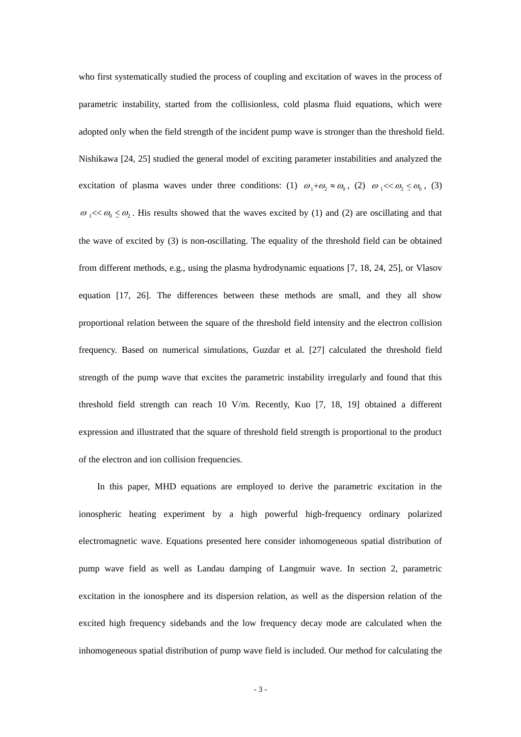who first systematically studied the process of coupling and excitation of waves in the process of parametric instability, started from the collisionless, cold plasma fluid equations, which were adopted only when the field strength of the incident pump wave is stronger than the threshold field. Nishikawa [24, 25] studied the general model of exciting parameter instabilities and analyzed the excitation of plasma waves under three conditions: (1) $\omega_1+\omega_2 \approx \omega_0$, (2) $\omega_1 << \omega_2 \lesssim \omega_0$, (3) $\omega_1 << \omega_0 \lesssim \omega_2$. His results showed that the waves excited by (1) and (2) are oscillating and that the wave of excited by (3) is non-oscillating. The equality of the threshold field can be obtained from different methods, e.g., using the plasma hydrodynamic equations [7, 18, 24, 25], or Vlasov equation [17, 26]. The differences between these methods are small, and they all show proportional relation between the square of the threshold field intensity and the electron collision frequency. Based on numerical simulations, Guzdar et al. [27] calculated the threshold field strength of the pump wave that excites the parametric instability irregularly and found that this threshold field strength can reach 10 V/m. Recently, Kuo [7, 18, 19] obtained a different expression and illustrated that the square of threshold field strength is proportional to the product of the electron and ion collision frequencies.

In this paper, MHD equations are employed to derive the parametric excitation in the ionospheric heating experiment by a high powerful high-frequency ordinary polarized electromagnetic wave. Equations presented here consider inhomogeneous spatial distribution of pump wave field as well as Landau damping of Langmuir wave. In section 2, parametric excitation in the ionosphere and its dispersion relation, as well as the dispersion relation of the excited high frequency sidebands and the low frequency decay mode are calculated when the inhomogeneous spatial distribution of pump wave field is included. Our method for calculating the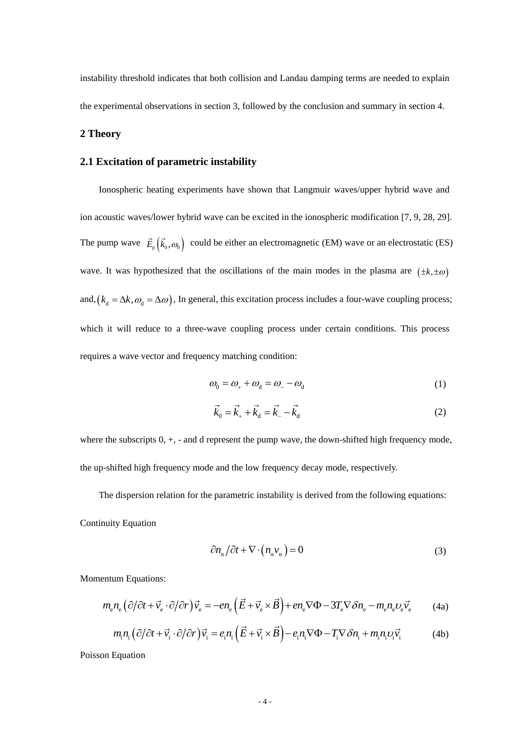instability threshold indicates that both collision and Landau damping terms are needed to explain the experimental observations in section 3, followed by the conclusion and summary in section 4.

## 2 Theory

### 2.1 Excitation of parametric instability

Ionospheric heating experiments have shown that Langmuir waves/upper hybrid wave and ion acoustic waves/lower hybrid wave can be excited in the ionospheric modification [7, 9, 28, 29]. The pump wave $\vec{E}_{\mathrm{p}}\left(\vec{k}_0,\omega_0\right)$ could be either an electromagnetic (EM) wave or an electrostatic (ES) wave. It was hypothesized that the oscillations of the main modes in the plasma are $\left(\pm k,\pm\omega\right)$ and, $\left(k_{\mathrm{d}}=\Delta k,\omega_{\mathrm{d}}=\Delta\omega\right)$, In general, this excitation process includes a four-wave coupling process; which it will reduce to a three-wave coupling process under certain conditions. This process requires a wave vector and frequency matching condition:

$$\omega_0=\omega_+ +\omega_{\mathrm{d}}=\omega_- -\omega_{\mathrm{d}} \tag{1}$$

$$\vec{k}_0=\vec{k}_+ +\vec{k}_{\mathrm{d}}=\vec{k}_- -\vec{k}_{\mathrm{d}} \tag{2}$$

where the subscripts 0, +, - and d represent the pump wave, the down-shifted high frequency mode, the up-shifted high frequency mode and the low frequency decay mode, respectively.

The dispersion relation for the parametric instability is derived from the following equations:

Continuity Equation

$$\partial n_\alpha/\partial t+\nabla\cdot\left(n_\alpha v_\alpha\right)=0 \tag{3}$$

Momentum Equations:

$$m_{\mathrm{e}}n_{\mathrm{e}}\left(\partial/\partial t+\vec{v}_{\mathrm{e}}\cdot\partial/\partial r\right)\vec{v}_{\mathrm{e}}=-en_{\mathrm{e}}\left(\vec{E}+\vec{v}_{\mathrm{e}}\times\vec{B}\right)+en_{\mathrm{e}}\nabla\Phi-3T_{\mathrm{e}}\nabla\delta n_{\mathrm{e}}-m_{\mathrm{e}}n_{\mathrm{e}}\upsilon_{\mathrm{e}}\vec{v}_{\mathrm{e}} \tag{4a}$$

$$m_{\mathrm{i}}n_{\mathrm{i}}\left(\partial/\partial t+\vec{v}_{\mathrm{i}}\cdot\partial/\partial r\right)\vec{v}_{\mathrm{i}}=e_{\mathrm{i}}n_{\mathrm{i}}\left(\vec{E}+\vec{v}_{\mathrm{i}}\times\vec{B}\right)-e_{\mathrm{i}}n_{\mathrm{i}}\nabla\Phi-T_{\mathrm{i}}\nabla\delta n_{\mathrm{i}}+m_{\mathrm{i}}n_{\mathrm{i}}\upsilon_{\mathrm{i}}\vec{v}_{\mathrm{i}} \tag{4b}$$

Poisson Equation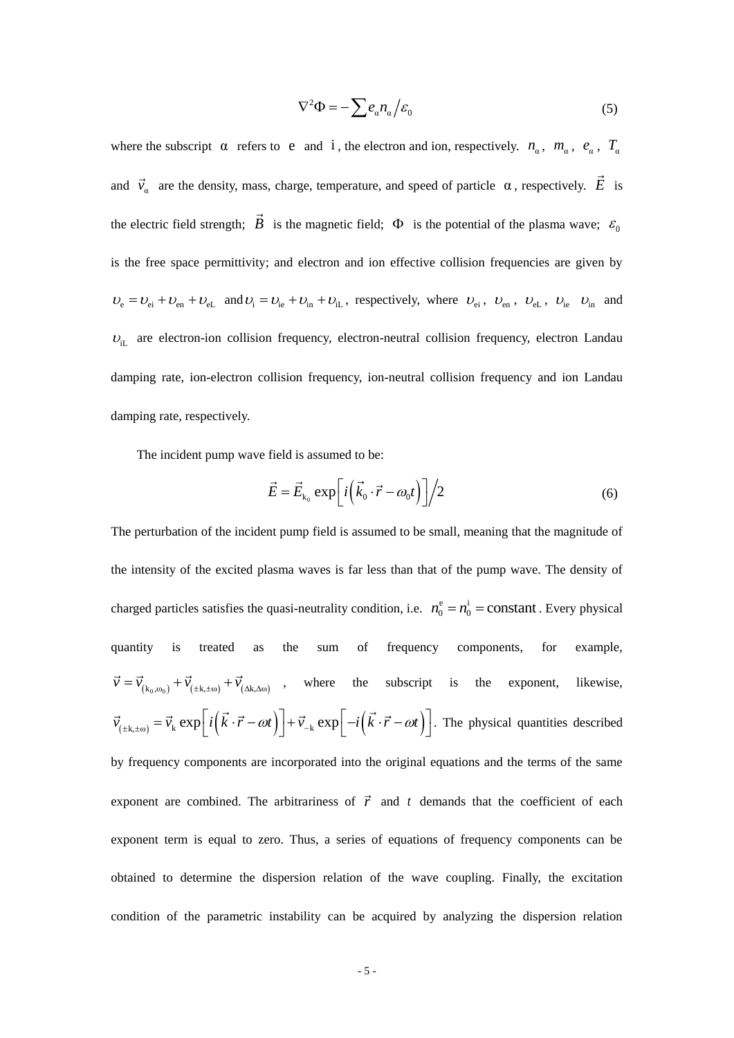$$\nabla^2\Phi = -\sum e_\alpha n_\alpha \big/ \varepsilon_0 \tag{5}$$

where the subscript $\alpha$ refers to $\mathrm{e}$ and $\mathrm{i}$, the electron and ion, respectively. $n_\alpha$, $m_\alpha$, $e_\alpha$, $T_\alpha$ and $\vec{v}_\alpha$ are the density, mass, charge, temperature, and speed of particle $\alpha$, respectively. $\vec{E}$ is the electric field strength; $\vec{B}$ is the magnetic field; $\Phi$ is the potential of the plasma wave; $\varepsilon_0$ is the free space permittivity; and electron and ion effective collision frequencies are given by $\upsilon_{\mathrm{e}} = \upsilon_{\mathrm{ei}} + \upsilon_{\mathrm{en}} + \upsilon_{\mathrm{eL}}$ and $\upsilon_{\mathrm{i}} = \upsilon_{\mathrm{ie}} + \upsilon_{\mathrm{in}} + \upsilon_{\mathrm{iL}}$, respectively, where $\upsilon_{\mathrm{ei}}$, $\upsilon_{\mathrm{en}}$, $\upsilon_{\mathrm{eL}}$, $\upsilon_{\mathrm{ie}}$ $\upsilon_{\mathrm{in}}$ and $\upsilon_{\mathrm{iL}}$ are electron-ion collision frequency, electron-neutral collision frequency, electron Landau damping rate, ion-electron collision frequency, ion-neutral collision frequency and ion Landau damping rate, respectively.

The incident pump wave field is assumed to be:

$$\vec{E} = \vec{E}_{\mathrm{k}_0} \exp\left[i\left(\vec{k}_0 \cdot \vec{r} - \omega_0 t\right)\right] \Big/ 2 \tag{6}$$

The perturbation of the incident pump field is assumed to be small, meaning that the magnitude of the intensity of the excited plasma waves is far less than that of the pump wave. The density of charged particles satisfies the quasi-neutrality condition, i.e. $n_0^{\mathrm{e}} = n_0^{\mathrm{i}} = \mathrm{constant}$. Every physical quantity is treated as the sum of frequency components, for example, $\vec{v} = \vec{v}_{(\mathrm{k}_0,\omega_0)} + \vec{v}_{(\pm\mathrm{k},\pm\omega)} + \vec{v}_{(\Delta\mathrm{k},\Delta\omega)}$, where the subscript is the exponent, likewise, $\vec{v}_{(\pm\mathrm{k},\pm\omega)} = \vec{v}_{\mathrm{k}} \exp\left[i\left(\vec{k}\cdot\vec{r} - \omega t\right)\right] + \vec{v}_{-\mathrm{k}} \exp\left[-i\left(\vec{k}\cdot\vec{r} - \omega t\right)\right]$. The physical quantities described by frequency components are incorporated into the original equations and the terms of the same exponent are combined. The arbitrariness of $\vec{r}$ and $t$ demands that the coefficient of each exponent term is equal to zero. Thus, a series of equations of frequency components can be obtained to determine the dispersion relation of the wave coupling. Finally, the excitation condition of the parametric instability can be acquired by analyzing the dispersion relation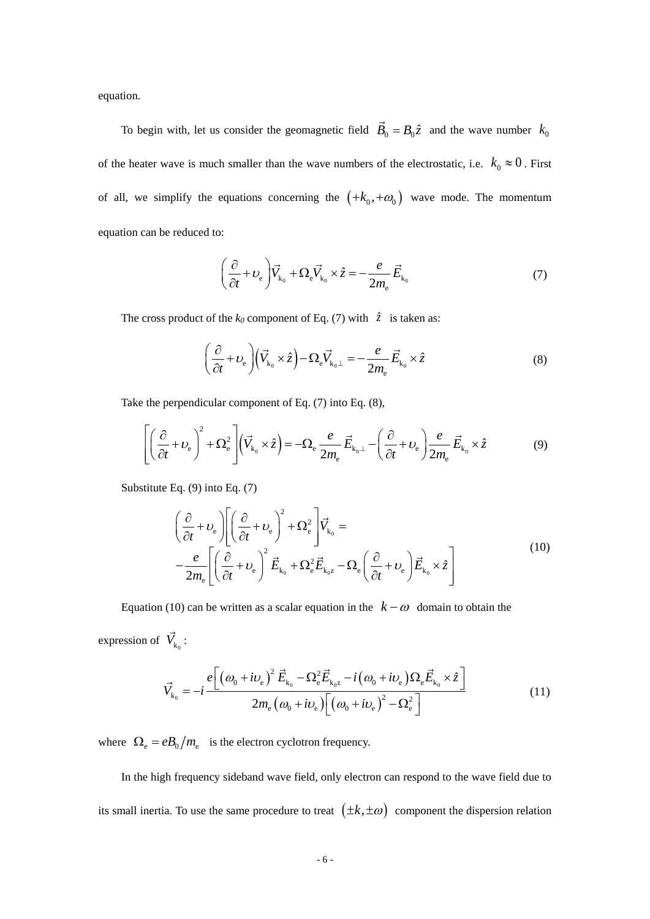equation.

To begin with, let us consider the geomagnetic field $\vec{B}_0 = B_0\hat{z}$ and the wave number $k_0$ of the heater wave is much smaller than the wave numbers of the electrostatic, i.e. $k_0 \approx 0$. First of all, we simplify the equations concerning the $(+k_0, +\omega_0)$ wave mode. The momentum equation can be reduced to:

$$\left(\frac{\partial}{\partial t} + \upsilon_{\mathrm{e}}\right)\vec{V}_{\mathrm{k}_0} + \Omega_{\mathrm{e}}\vec{V}_{\mathrm{k}_0} \times \hat{z} = -\frac{e}{2m_{\mathrm{e}}}\vec{E}_{\mathrm{k}_0} \tag{7}$$

The cross product of the $k_0$ component of Eq. (7) with $\hat{z}$ is taken as:

$$\left(\frac{\partial}{\partial t} + \upsilon_{\mathrm{e}}\right)\left(\vec{V}_{\mathrm{k}_0} \times \hat{z}\right) - \Omega_{\mathrm{e}}\vec{V}_{\mathrm{k}_0\perp} = -\frac{e}{2m_{\mathrm{e}}}\vec{E}_{\mathrm{k}_0} \times \hat{z} \tag{8}$$

Take the perpendicular component of Eq. (7) into Eq. (8),

$$\left[\left(\frac{\partial}{\partial t} + \upsilon_{\mathrm{e}}\right)^2 + \Omega_{\mathrm{e}}^2\right]\left(\vec{V}_{\mathrm{k}_0} \times \hat{z}\right) = -\Omega_{\mathrm{e}}\frac{e}{2m_{\mathrm{e}}}\vec{E}_{\mathrm{k}_0\perp} - \left(\frac{\partial}{\partial t} + \upsilon_{\mathrm{e}}\right)\frac{e}{2m_{\mathrm{e}}}\vec{E}_{\mathrm{k}_0} \times \hat{z} \tag{9}$$

Substitute Eq. (9) into Eq. (7)

$$\begin{aligned}&\left(\frac{\partial}{\partial t} + \upsilon_{\mathrm{e}}\right)\left[\left(\frac{\partial}{\partial t} + \upsilon_{\mathrm{e}}\right)^2 + \Omega_{\mathrm{e}}^2\right]\vec{V}_{\mathrm{k}_0} = \\ &-\frac{e}{2m_{\mathrm{e}}}\left[\left(\frac{\partial}{\partial t} + \upsilon_{\mathrm{e}}\right)^2\vec{E}_{\mathrm{k}_0} + \Omega_{\mathrm{e}}^2\vec{E}_{\mathrm{k}_0 z} - \Omega_{\mathrm{e}}\left(\frac{\partial}{\partial t} + \upsilon_{\mathrm{e}}\right)\vec{E}_{\mathrm{k}_0} \times \hat{z}\right]\end{aligned} \tag{10}$$

Equation (10) can be written as a scalar equation in the $k-\omega$ domain to obtain the expression of $\vec{V}_{\mathrm{k}_0}$:

$$\vec{V}_{\mathrm{k}_0} = -i\frac{e\left[\left(\omega_0 + i\upsilon_{\mathrm{e}}\right)^2\vec{E}_{\mathrm{k}_0} - \Omega_{\mathrm{e}}^2\vec{E}_{\mathrm{k}_0 z} - i\left(\omega_0 + i\upsilon_{\mathrm{e}}\right)\Omega_{\mathrm{e}}\vec{E}_{\mathrm{k}_0} \times \hat{z}\right]}{2m_{\mathrm{e}}\left(\omega_0 + i\upsilon_{\mathrm{e}}\right)\left[\left(\omega_0 + i\upsilon_{\mathrm{e}}\right)^2 - \Omega_{\mathrm{e}}^2\right]} \tag{11}$$

where $\Omega_{\mathrm{e}} = eB_0/m_{\mathrm{e}}$ is the electron cyclotron frequency.

In the high frequency sideband wave field, only electron can respond to the wave field due to its small inertia. To use the same procedure to treat $(\pm k, \pm\omega)$ component the dispersion relation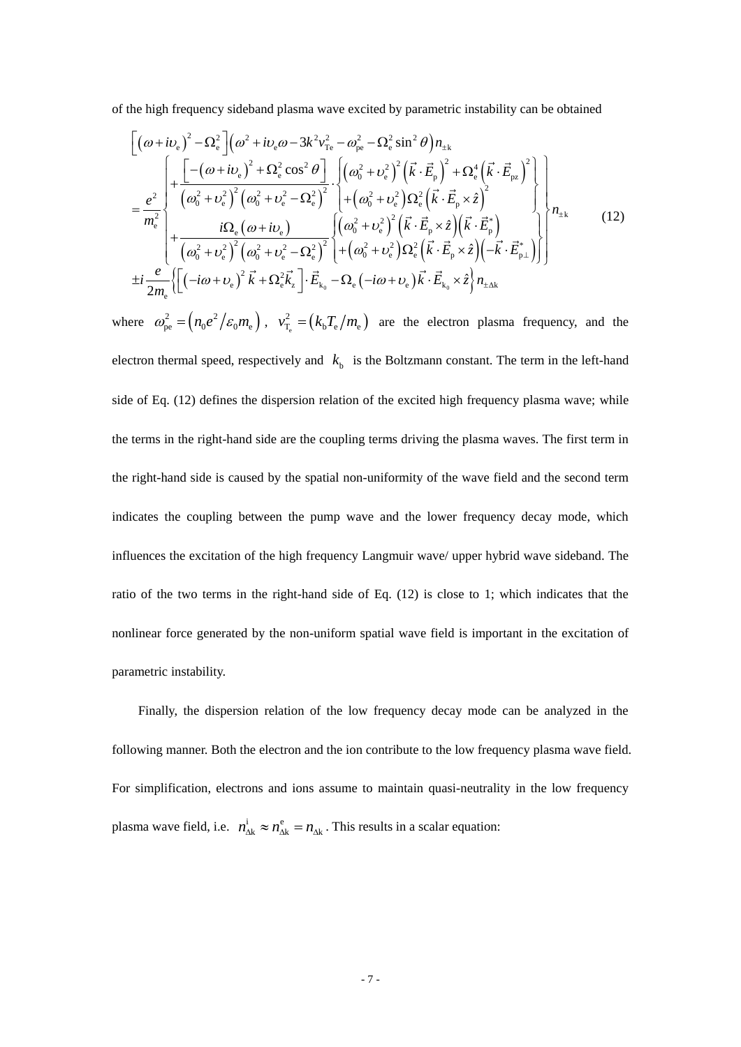of the high frequency sideband plasma wave excited by parametric instability can be obtained

$$
\begin{aligned}
&\left[\left(\omega+i\upsilon_{\mathrm{e}}\right)^{2}-\Omega_{\mathrm{e}}^{2}\right]\left(\omega^{2}+i\upsilon_{\mathrm{e}}\omega-3k^{2}v_{\mathrm{Te}}^{2}-\omega_{\mathrm{pe}}^{2}-\Omega_{\mathrm{e}}^{2}\sin^{2}\theta\right)n_{\pm\mathrm{k}} \\
&=\frac{e^{2}}{m_{\mathrm{e}}^{2}}\left\{\begin{array}{l}
+\dfrac{\left[-\left(\omega+i\upsilon_{\mathrm{e}}\right)^{2}+\Omega_{\mathrm{e}}^{2}\cos^{2}\theta\right]}{\left(\omega_{0}^{2}+\upsilon_{\mathrm{e}}^{2}\right)^{2}\left(\omega_{0}^{2}+\upsilon_{\mathrm{e}}^{2}-\Omega_{\mathrm{e}}^{2}\right)^{2}}\cdot\left\{\begin{array}{l}\left(\omega_{0}^{2}+\upsilon_{\mathrm{e}}^{2}\right)^{2}\left(\vec{k}\cdot\vec{E}_{\mathrm{p}}\right)^{2}+\Omega_{\mathrm{e}}^{4}\left(\vec{k}\cdot\vec{E}_{\mathrm{pz}}\right)^{2}\\ +\left(\omega_{0}^{2}+\upsilon_{\mathrm{e}}^{2}\right)\Omega_{\mathrm{e}}^{2}\left(\vec{k}\cdot\vec{E}_{\mathrm{p}}\times\hat{z}\right)^{2}\end{array}\right\} \\
+\dfrac{i\Omega_{\mathrm{e}}\left(\omega+i\upsilon_{\mathrm{e}}\right)}{\left(\omega_{0}^{2}+\upsilon_{\mathrm{e}}^{2}\right)^{2}\left(\omega_{0}^{2}+\upsilon_{\mathrm{e}}^{2}-\Omega_{\mathrm{e}}^{2}\right)^{2}}\left\{\begin{array}{l}\left(\omega_{0}^{2}+\upsilon_{\mathrm{e}}^{2}\right)^{2}\left(\vec{k}\cdot\vec{E}_{\mathrm{p}}\times\hat{z}\right)\left(\vec{k}\cdot\vec{E}_{\mathrm{p}}^{*}\right)\\ +\left(\omega_{0}^{2}+\upsilon_{\mathrm{e}}^{2}\right)\Omega_{\mathrm{e}}^{2}\left(\vec{k}\cdot\vec{E}_{\mathrm{p}}\times\hat{z}\right)\left(-\vec{k}\cdot\vec{E}_{\mathrm{p}\perp}^{*}\right)\end{array}\right\}
\end{array}\right\}n_{\pm\mathrm{k}} \\
&\pm i\frac{e}{2m_{\mathrm{e}}}\left\{\left[\left(-i\omega+\upsilon_{\mathrm{e}}\right)^{2}\vec{k}+\Omega_{\mathrm{e}}^{2}\vec{k}_{z}\right]\cdot\vec{E}_{\mathrm{k}_{0}}-\Omega_{\mathrm{e}}\left(-i\omega+\upsilon_{\mathrm{e}}\right)\vec{k}\cdot\vec{E}_{\mathrm{k}_{0}}\times\hat{z}\right\}n_{\pm\Delta\mathrm{k}}
\end{aligned}
\tag{12}
$$

where $\omega_{\mathrm{pe}}^{2}=\left(n_{0}e^{2}/\varepsilon_{0}m_{\mathrm{e}}\right)$, $v_{\mathrm{T_e}}^{2}=\left(k_{\mathrm{b}}T_{\mathrm{e}}/m_{\mathrm{e}}\right)$ are the electron plasma frequency, and the electron thermal speed, respectively and $k_{\mathrm{b}}$ is the Boltzmann constant. The term in the left-hand side of Eq. (12) defines the dispersion relation of the excited high frequency plasma wave; while the terms in the right-hand side are the coupling terms driving the plasma waves. The first term in the right-hand side is caused by the spatial non-uniformity of the wave field and the second term indicates the coupling between the pump wave and the lower frequency decay mode, which influences the excitation of the high frequency Langmuir wave/ upper hybrid wave sideband. The ratio of the two terms in the right-hand side of Eq. (12) is close to 1; which indicates that the nonlinear force generated by the non-uniform spatial wave field is important in the excitation of parametric instability.

Finally, the dispersion relation of the low frequency decay mode can be analyzed in the following manner. Both the electron and the ion contribute to the low frequency plasma wave field. For simplification, electrons and ions assume to maintain quasi-neutrality in the low frequency plasma wave field, i.e. $n_{\Delta\mathrm{k}}^{\mathrm{i}}\approx n_{\Delta\mathrm{k}}^{\mathrm{e}}=n_{\Delta\mathrm{k}}$. This results in a scalar equation: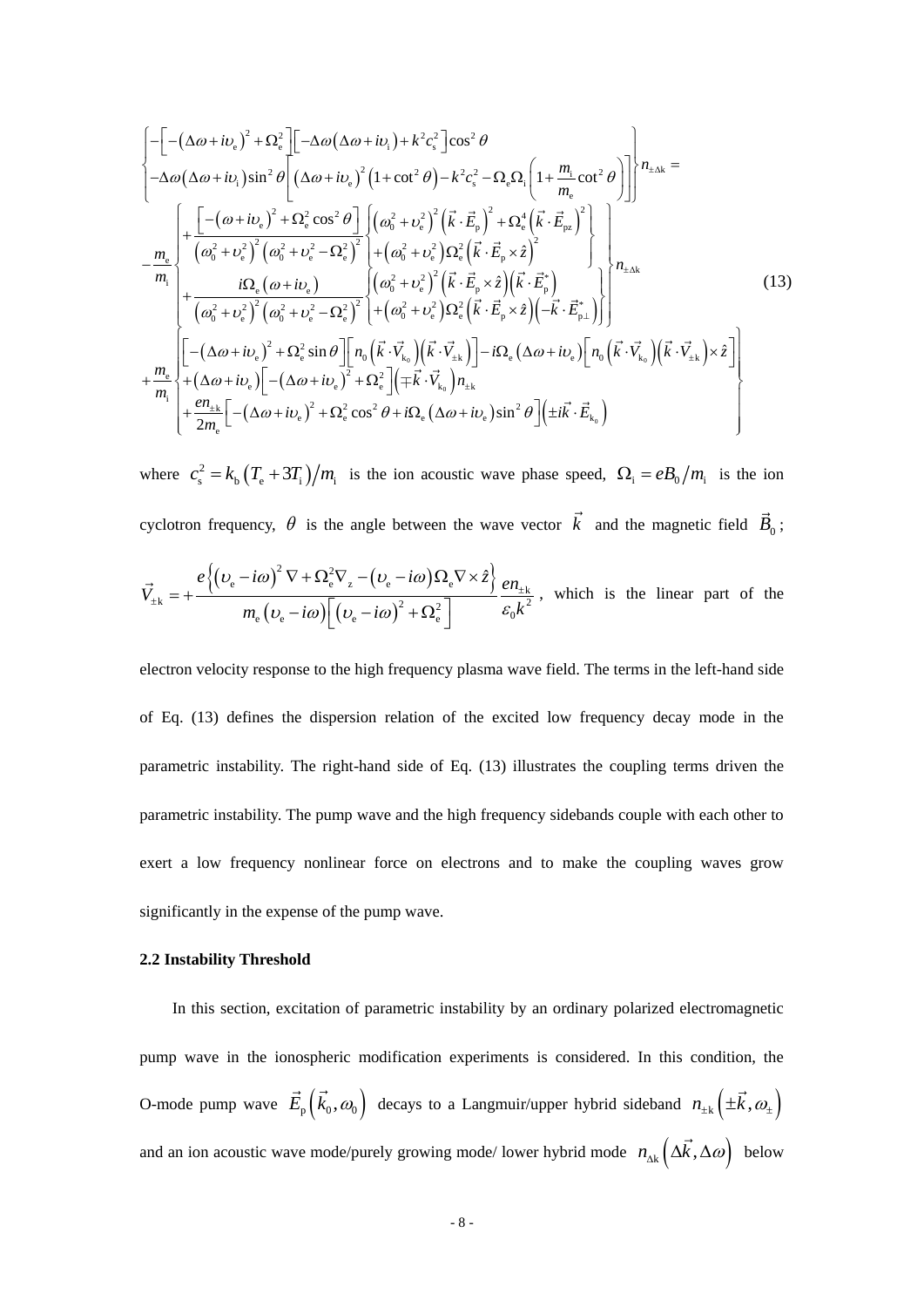$$
\begin{Bmatrix}
-\left[-\left(\Delta\omega+i\upsilon_{\mathrm{e}}\right)^2+\Omega_{\mathrm{e}}^2\right]\left[-\Delta\omega\left(\Delta\omega+i\upsilon_{\mathrm{i}}\right)+k^2c_{\mathrm{s}}^2\right]\cos^2\theta \\
-\Delta\omega\left(\Delta\omega+i\upsilon_{\mathrm{i}}\right)\sin^2\theta\left[\left(\Delta\omega+i\upsilon_{\mathrm{e}}\right)^2\left(1+\cot^2\theta\right)-k^2c_{\mathrm{s}}^2-\Omega_{\mathrm{e}}\Omega_{\mathrm{i}}\left(1+\dfrac{m_{\mathrm{i}}}{m_{\mathrm{e}}}\cot^2\theta\right)\right]
\end{Bmatrix} n_{\pm\Delta\mathrm{k}} =
$$

$$
-\frac{m_{\mathrm{e}}}{m_{\mathrm{i}}}
\begin{Bmatrix}
+\dfrac{\left[-\left(\omega+i\upsilon_{\mathrm{e}}\right)^2+\Omega_{\mathrm{e}}^2\cos^2\theta\right]}{\left(\omega_0^2+\upsilon_{\mathrm{e}}^2\right)^2\left(\omega_0^2+\upsilon_{\mathrm{e}}^2-\Omega_{\mathrm{e}}^2\right)^2}
\begin{Bmatrix}
\left(\omega_0^2+\upsilon_{\mathrm{e}}^2\right)^2\left(\vec{k}\cdot\vec{E}_{\mathrm{p}}\right)^2+\Omega_{\mathrm{e}}^4\left(\vec{k}\cdot\vec{E}_{\mathrm{pz}}\right)^2 \\
+\left(\omega_0^2+\upsilon_{\mathrm{e}}^2\right)\Omega_{\mathrm{e}}^2\left(\vec{k}\cdot\vec{E}_{\mathrm{p}}\times\hat{z}\right)^2
\end{Bmatrix} \\
+\dfrac{i\Omega_{\mathrm{e}}\left(\omega+i\upsilon_{\mathrm{e}}\right)}{\left(\omega_0^2+\upsilon_{\mathrm{e}}^2\right)^2\left(\omega_0^2+\upsilon_{\mathrm{e}}^2-\Omega_{\mathrm{e}}^2\right)^2}
\begin{Bmatrix}
\left(\omega_0^2+\upsilon_{\mathrm{e}}^2\right)^2\left(\vec{k}\cdot\vec{E}_{\mathrm{p}}\times\hat{z}\right)\left(\vec{k}\cdot\vec{E}_{\mathrm{p}}^*\right) \\
+\left(\omega_0^2+\upsilon_{\mathrm{e}}^2\right)\Omega_{\mathrm{e}}^2\left(\vec{k}\cdot\vec{E}_{\mathrm{p}}\times\hat{z}\right)\left(-\vec{k}\cdot\vec{E}_{\mathrm{p}\perp}^*\right)
\end{Bmatrix}
\end{Bmatrix} n_{\pm\Delta\mathrm{k}} \tag{13}
$$

$$
+\frac{m_{\mathrm{e}}}{m_{\mathrm{i}}}
\begin{Bmatrix}
\left[-\left(\Delta\omega+i\upsilon_{\mathrm{e}}\right)^2+\Omega_{\mathrm{e}}^2\sin\theta\right]\left[n_0\left(\vec{k}\cdot\vec{V}_{\mathrm{k}_0}\right)\left(\vec{k}\cdot\vec{V}_{\pm\mathrm{k}}\right)\right]-i\Omega_{\mathrm{e}}\left(\Delta\omega+i\upsilon_{\mathrm{e}}\right)\left[n_0\left(\vec{k}\cdot\vec{V}_{\mathrm{k}_0}\right)\left(\vec{k}\cdot\vec{V}_{\pm\mathrm{k}}\right)\times\hat{z}\right] \\
+\left(\Delta\omega+i\upsilon_{\mathrm{e}}\right)\left[-\left(\Delta\omega+i\upsilon_{\mathrm{e}}\right)^2+\Omega_{\mathrm{e}}^2\right]\left(\mp\vec{k}\cdot\vec{V}_{\mathrm{k}_0}\right)n_{\pm\mathrm{k}} \\
+\dfrac{en_{\pm\mathrm{k}}}{2m_{\mathrm{e}}}\left[-\left(\Delta\omega+i\upsilon_{\mathrm{e}}\right)^2+\Omega_{\mathrm{e}}^2\cos^2\theta+i\Omega_{\mathrm{e}}\left(\Delta\omega+i\upsilon_{\mathrm{e}}\right)\sin^2\theta\right]\left(\pm i\vec{k}\cdot\vec{E}_{\mathrm{k}_0}\right)
\end{Bmatrix}
$$

where $c_{\mathrm{s}}^2 = k_{\mathrm{b}}\left(T_{\mathrm{e}}+3T_{\mathrm{i}}\right)/m_{\mathrm{i}}$ is the ion acoustic wave phase speed, $\Omega_{\mathrm{i}} = eB_0/m_{\mathrm{i}}$ is the ion cyclotron frequency, $\theta$ is the angle between the wave vector $\vec{k}$ and the magnetic field $\vec{B}_0$; $\vec{V}_{\pm\mathrm{k}} = +\dfrac{e\left\{\left(\upsilon_{\mathrm{e}}-i\omega\right)^2\nabla+\Omega_{\mathrm{e}}^2\nabla_{\mathrm{z}}-\left(\upsilon_{\mathrm{e}}-i\omega\right)\Omega_{\mathrm{e}}\nabla\times\hat{z}\right\}}{m_{\mathrm{e}}\left(\upsilon_{\mathrm{e}}-i\omega\right)\left[\left(\upsilon_{\mathrm{e}}-i\omega\right)^2+\Omega_{\mathrm{e}}^2\right]}\dfrac{en_{\pm\mathrm{k}}}{\varepsilon_0 k^2}$, which is the linear part of the electron velocity response to the high frequency plasma wave field. The terms in the left-hand side of Eq. (13) defines the dispersion relation of the excited low frequency decay mode in the parametric instability. The right-hand side of Eq. (13) illustrates the coupling terms driven the parametric instability. The pump wave and the high frequency sidebands couple with each other to exert a low frequency nonlinear force on electrons and to make the coupling waves grow significantly in the expense of the pump wave.

### 2.2 Instability Threshold

In this section, excitation of parametric instability by an ordinary polarized electromagnetic pump wave in the ionospheric modification experiments is considered. In this condition, the O-mode pump wave $\vec{E}_{\mathrm{p}}\left(\vec{k}_0,\omega_0\right)$ decays to a Langmuir/upper hybrid sideband $n_{\pm\mathrm{k}}\left(\pm\vec{k},\omega_{\pm}\right)$ and an ion acoustic wave mode/purely growing mode/ lower hybrid mode $n_{\Delta\mathrm{k}}\left(\Delta\vec{k},\Delta\omega\right)$ below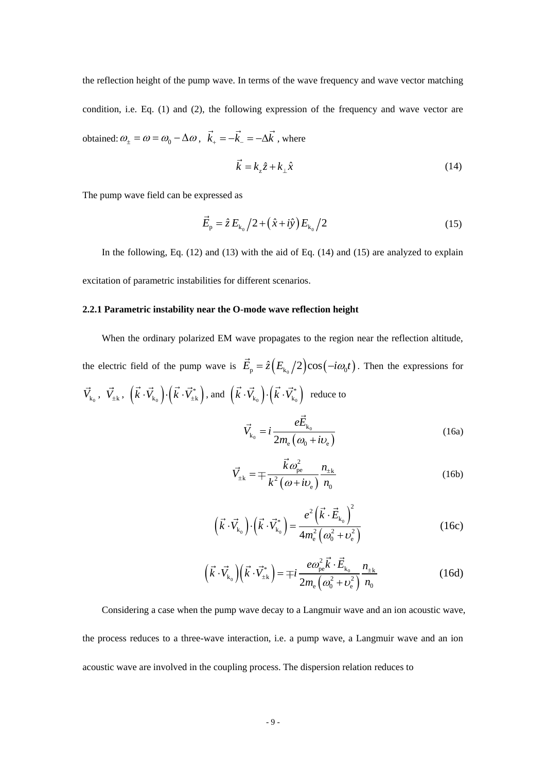the reflection height of the pump wave. In terms of the wave frequency and wave vector matching condition, i.e. Eq. (1) and (2), the following expression of the frequency and wave vector are obtained: $\omega_{\pm} = \omega = \omega_0 - \Delta\omega$, $\vec{k}_{+} = -\vec{k}_{-} = -\Delta\vec{k}$, where

$$\vec{k} = k_z \hat{z} + k_{\perp} \hat{x} \tag{14}$$

The pump wave field can be expressed as

$$\vec{E}_{\mathrm{p}} = \hat{z}\, E_{\mathrm{k}_0}/2 + \left(\hat{x} + i\hat{y}\right) E_{\mathrm{k}_0}/2 \tag{15}$$

In the following, Eq. (12) and (13) with the aid of Eq. (14) and (15) are analyzed to explain excitation of parametric instabilities for different scenarios.

### 2.2.1 Parametric instability near the O-mode wave reflection height

When the ordinary polarized EM wave propagates to the region near the reflection altitude, the electric field of the pump wave is $\vec{E}_{\mathrm{p}} = \hat{z}\left(E_{\mathrm{k}_0}/2\right)\cos\left(-i\omega_0 t\right)$. Then the expressions for $\vec{V}_{\mathrm{k}_0}$, $\vec{V}_{\pm\mathrm{k}}$, $\left(\vec{k}\cdot\vec{V}_{\mathrm{k}_0}\right)\cdot\left(\vec{k}\cdot\vec{V}_{\pm\mathrm{k}}^{*}\right)$, and $\left(\vec{k}\cdot\vec{V}_{\mathrm{k}_0}\right)\cdot\left(\vec{k}\cdot\vec{V}_{\mathrm{k}_0}^{*}\right)$ reduce to

$$\vec{V}_{\mathrm{k}_0} = i\frac{e\vec{E}_{\mathrm{k}_0}}{2m_{\mathrm{e}}\left(\omega_0 + i\upsilon_{\mathrm{e}}\right)} \tag{16a}$$

$$\vec{V}_{\pm\mathrm{k}} = \mp\frac{\vec{k}\,\omega_{\mathrm{pe}}^2}{k^2\left(\omega + i\upsilon_{\mathrm{e}}\right)}\frac{n_{\pm\mathrm{k}}}{n_0} \tag{16b}$$

$$\left(\vec{k}\cdot\vec{V}_{\mathrm{k}_0}\right)\cdot\left(\vec{k}\cdot\vec{V}_{\mathrm{k}_0}^{*}\right) = \frac{e^2\left(\vec{k}\cdot\vec{E}_{\mathrm{k}_0}\right)^2}{4m_{\mathrm{e}}^2\left(\omega_0^2 + \upsilon_{\mathrm{e}}^2\right)} \tag{16c}$$

$$\left(\vec{k}\cdot\vec{V}_{\mathrm{k}_0}\right)\left(\vec{k}\cdot\vec{V}_{\pm\mathrm{k}}^{*}\right) = \mp i\frac{e\omega_{\mathrm{pe}}^2\vec{k}\cdot\vec{E}_{\mathrm{k}_0}}{2m_{\mathrm{e}}\left(\omega_0^2 + \upsilon_{\mathrm{e}}^2\right)}\frac{n_{\pm\mathrm{k}}}{n_0} \tag{16d}$$

Considering a case when the pump wave decay to a Langmuir wave and an ion acoustic wave, the process reduces to a three-wave interaction, i.e. a pump wave, a Langmuir wave and an ion acoustic wave are involved in the coupling process. The dispersion relation reduces to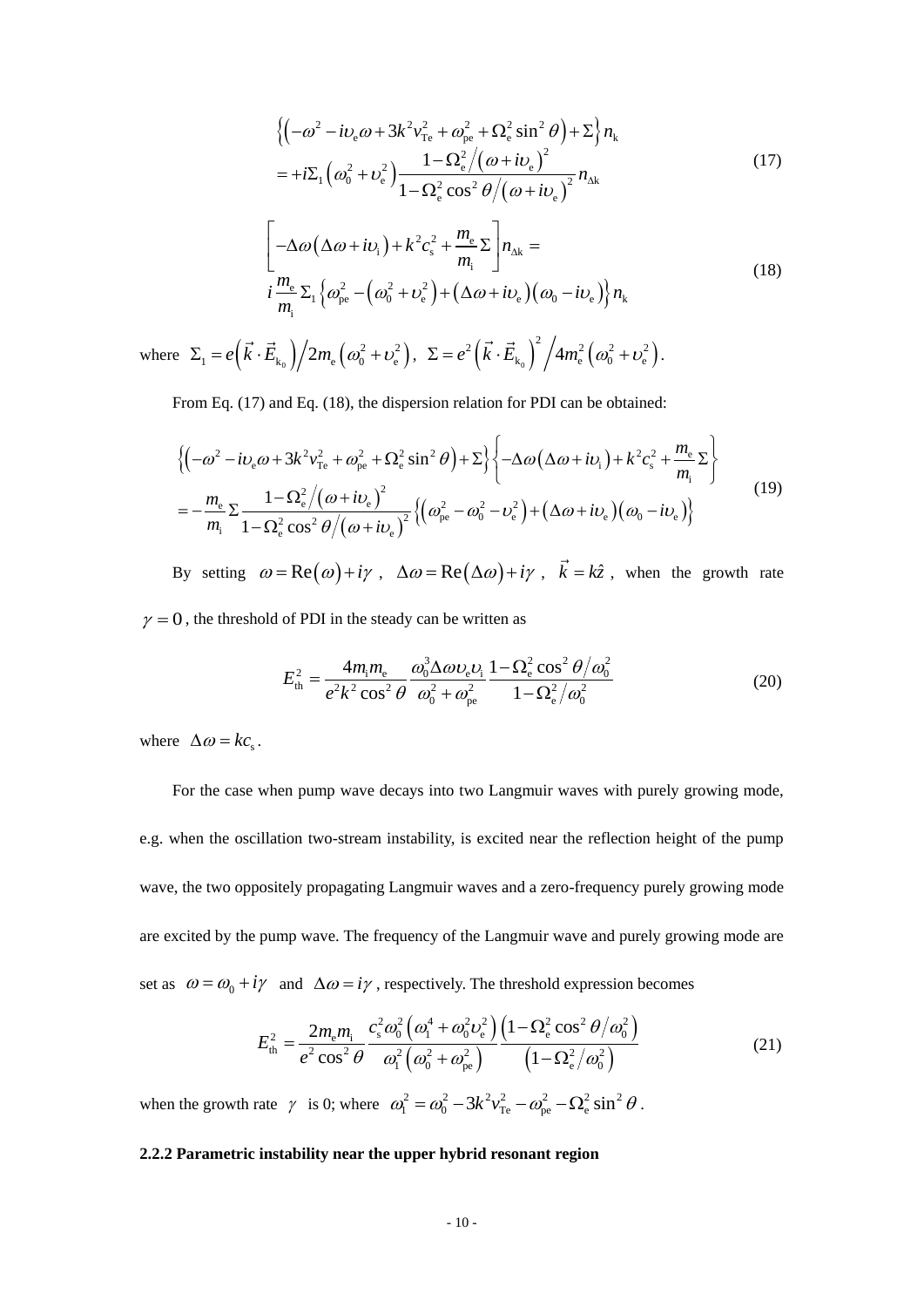$$\begin{aligned}&\left\{\left(-\omega^2 - i\upsilon_{\mathrm{e}}\omega + 3k^2 v_{\mathrm{Te}}^2 + \omega_{\mathrm{pe}}^2 + \Omega_{\mathrm{e}}^2 \sin^2\theta\right) + \Sigma\right\} n_{\mathrm{k}} \\ &= +i\Sigma_1\left(\omega_0^2 + \upsilon_{\mathrm{e}}^2\right) \frac{1 - \Omega_{\mathrm{e}}^2 / \left(\omega + i\upsilon_{\mathrm{e}}\right)^2}{1 - \Omega_{\mathrm{e}}^2 \cos^2\theta / \left(\omega + i\upsilon_{\mathrm{e}}\right)^2} n_{\Delta\mathrm{k}}\end{aligned} \tag{17}$$

$$\begin{aligned}&\left[-\Delta\omega\left(\Delta\omega + i\upsilon_{\mathrm{i}}\right) + k^2 c_{\mathrm{s}}^2 + \frac{m_{\mathrm{e}}}{m_{\mathrm{i}}}\Sigma\right] n_{\Delta\mathrm{k}} = \\ &i\frac{m_{\mathrm{e}}}{m_{\mathrm{i}}}\Sigma_1\left\{\omega_{\mathrm{pe}}^2 - \left(\omega_0^2 + \upsilon_{\mathrm{e}}^2\right) + \left(\Delta\omega + i\upsilon_{\mathrm{e}}\right)\left(\omega_0 - i\upsilon_{\mathrm{e}}\right)\right\} n_{\mathrm{k}}\end{aligned} \tag{18}$$

where $\Sigma_1 = e\left(\vec{k}\cdot\vec{E}_{\mathrm{k_0}}\right) / 2m_{\mathrm{e}}\left(\omega_0^2 + \upsilon_{\mathrm{e}}^2\right)$, $\Sigma = e^2\left(\vec{k}\cdot\vec{E}_{\mathrm{k_0}}\right)^2 / 4m_{\mathrm{e}}^2\left(\omega_0^2 + \upsilon_{\mathrm{e}}^2\right)$.

From Eq. (17) and Eq. (18), the dispersion relation for PDI can be obtained:

$$\begin{aligned}&\left\{\left(-\omega^2 - i\upsilon_{\mathrm{e}}\omega + 3k^2 v_{\mathrm{Te}}^2 + \omega_{\mathrm{pe}}^2 + \Omega_{\mathrm{e}}^2 \sin^2\theta\right) + \Sigma\right\}\left\{-\Delta\omega\left(\Delta\omega + i\upsilon_{\mathrm{i}}\right) + k^2 c_{\mathrm{s}}^2 + \frac{m_{\mathrm{e}}}{m_{\mathrm{i}}}\Sigma\right\} \\ &= -\frac{m_{\mathrm{e}}}{m_{\mathrm{i}}}\Sigma \frac{1 - \Omega_{\mathrm{e}}^2 / \left(\omega + i\upsilon_{\mathrm{e}}\right)^2}{1 - \Omega_{\mathrm{e}}^2 \cos^2\theta / \left(\omega + i\upsilon_{\mathrm{e}}\right)^2}\left\{\left(\omega_{\mathrm{pe}}^2 - \omega_0^2 - \upsilon_{\mathrm{e}}^2\right) + \left(\Delta\omega + i\upsilon_{\mathrm{e}}\right)\left(\omega_0 - i\upsilon_{\mathrm{e}}\right)\right\}\end{aligned} \tag{19}$$

By setting $\omega = \mathrm{Re}(\omega) + i\gamma$, $\Delta\omega = \mathrm{Re}(\Delta\omega) + i\gamma$, $\vec{k} = k\hat{z}$, when the growth rate $\gamma = 0$, the threshold of PDI in the steady can be written as

$$E_{\mathrm{th}}^2 = \frac{4m_{\mathrm{i}}m_{\mathrm{e}}}{e^2k^2\cos^2\theta}\frac{\omega_0^3\Delta\omega\upsilon_{\mathrm{e}}\upsilon_{\mathrm{i}}}{\omega_0^2 + \omega_{\mathrm{pe}}^2}\frac{1 - \Omega_{\mathrm{e}}^2\cos^2\theta / \omega_0^2}{1 - \Omega_{\mathrm{e}}^2 / \omega_0^2} \tag{20}$$

where $\Delta\omega = kc_{\mathrm{s}}$.

For the case when pump wave decays into two Langmuir waves with purely growing mode, e.g. when the oscillation two-stream instability, is excited near the reflection height of the pump wave, the two oppositely propagating Langmuir waves and a zero-frequency purely growing mode are excited by the pump wave. The frequency of the Langmuir wave and purely growing mode are set as $\omega = \omega_0 + i\gamma$ and $\Delta\omega = i\gamma$, respectively. The threshold expression becomes

$$E_{\mathrm{th}}^2 = \frac{2m_{\mathrm{e}}m_{\mathrm{i}}}{e^2\cos^2\theta}\frac{c_{\mathrm{s}}^2\omega_0^2\left(\omega_1^4 + \omega_0^2\upsilon_{\mathrm{e}}^2\right)}{\omega_1^2\left(\omega_0^2 + \omega_{\mathrm{pe}}^2\right)}\frac{\left(1 - \Omega_{\mathrm{e}}^2\cos^2\theta / \omega_0^2\right)}{\left(1 - \Omega_{\mathrm{e}}^2 / \omega_0^2\right)} \tag{21}$$

when the growth rate $\gamma$ is 0; where $\omega_1^2 = \omega_0^2 - 3k^2 v_{\mathrm{Te}}^2 - \omega_{\mathrm{pe}}^2 - \Omega_{\mathrm{e}}^2\sin^2\theta$.

### 2.2.2 Parametric instability near the upper hybrid resonant region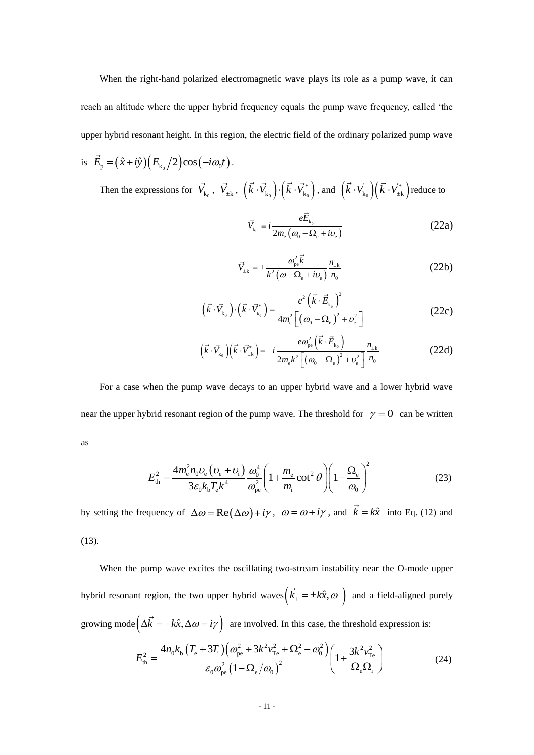When the right-hand polarized electromagnetic wave plays its role as a pump wave, it can reach an altitude where the upper hybrid frequency equals the pump wave frequency, called 'the upper hybrid resonant height. In this region, the electric field of the ordinary polarized pump wave is $\vec{E}_{\mathrm{p}} = (\hat{x} + i\hat{y})(E_{\mathrm{k}_0}/2)\cos(-i\omega_0 t)$.

Then the expressions for $\vec{V}_{\mathrm{k}_0}$, $\vec{V}_{\pm\mathrm{k}}$, $(\vec{k}\cdot\vec{V}_{\mathrm{k}_0})\cdot(\vec{k}\cdot\vec{V}^*_{\mathrm{k}_0})$, and $(\vec{k}\cdot\vec{V}_{\mathrm{k}_0})(\vec{k}\cdot\vec{V}^*_{\pm\mathrm{k}})$ reduce to

$$\vec{V}_{\mathrm{k}_0} = i\frac{e\vec{E}_{\mathrm{k}_0}}{2m_{\mathrm{e}}(\omega_0 - \Omega_{\mathrm{e}} + i\upsilon_{\mathrm{e}})} \tag{22a}$$

$$\vec{V}_{\pm\mathrm{k}} = \pm\frac{\omega_{\mathrm{pe}}^2\vec{k}}{k^2(\omega - \Omega_{\mathrm{e}} + i\upsilon_{\mathrm{e}})}\frac{n_{\pm\mathrm{k}}}{n_0} \tag{22b}$$

$$(\vec{k}\cdot\vec{V}_{\mathrm{k}_0})\cdot(\vec{k}\cdot\vec{V}^*_{\mathrm{k}_0}) = \frac{e^2(\vec{k}\cdot\vec{E}_{\mathrm{k}_0})^2}{4m_{\mathrm{e}}^2\left[(\omega_0 - \Omega_{\mathrm{e}})^2 + \upsilon_{\mathrm{e}}^2\right]} \tag{22c}$$

$$(\vec{k}\cdot\vec{V}_{\mathrm{k}_0})(\vec{k}\cdot\vec{V}^*_{\pm\mathrm{k}}) = \pm i\frac{e\omega_{\mathrm{pe}}^2(\vec{k}\cdot\vec{E}_{\mathrm{k}_0})}{2m_{\mathrm{e}}k^2\left[(\omega_0 - \Omega_{\mathrm{e}})^2 + \upsilon_{\mathrm{e}}^2\right]}\frac{n_{\pm\mathrm{k}}}{n_0} \tag{22d}$$

For a case when the pump wave decays to an upper hybrid wave and a lower hybrid wave near the upper hybrid resonant region of the pump wave. The threshold for $\gamma = 0$ can be written as

$$E_{\mathrm{th}}^2 = \frac{4m_{\mathrm{e}}^2 n_0 \upsilon_{\mathrm{e}}(\upsilon_{\mathrm{e}} + \upsilon_{\mathrm{i}})}{3\varepsilon_0 k_{\mathrm{b}} T_{\mathrm{e}} k^4}\frac{\omega_0^4}{\omega_{\mathrm{pe}}^2}\left(1 + \frac{m_{\mathrm{e}}}{m_{\mathrm{i}}}\cot^2\theta\right)\left(1 - \frac{\Omega_{\mathrm{e}}}{\omega_0}\right)^2 \tag{23}$$

by setting the frequency of $\Delta\omega = \mathrm{Re}(\Delta\omega) + i\gamma$, $\omega = \omega + i\gamma$, and $\vec{k} = k\hat{x}$ into Eq. (12) and (13).

When the pump wave excites the oscillating two-stream instability near the O-mode upper hybrid resonant region, the two upper hybrid waves$(\vec{k}_{\pm} = \pm k\hat{x}, \omega_{\pm})$ and a field-aligned purely growing mode$(\Delta\vec{k} = -k\hat{x}, \Delta\omega = i\gamma)$ are involved. In this case, the threshold expression is:

$$E_{\mathrm{th}}^2 = \frac{4n_0 k_{\mathrm{b}}(T_{\mathrm{e}} + 3T_{\mathrm{i}})(\omega_{\mathrm{pe}}^2 + 3k^2 v_{\mathrm{Te}}^2 + \Omega_{\mathrm{e}}^2 - \omega_0^2)}{\varepsilon_0 \omega_{\mathrm{pe}}^2 (1 - \Omega_{\mathrm{e}}/\omega_0)^2}\left(1 + \frac{3k^2 v_{\mathrm{Te}}^2}{\Omega_{\mathrm{e}}\Omega_{\mathrm{i}}}\right) \tag{24}$$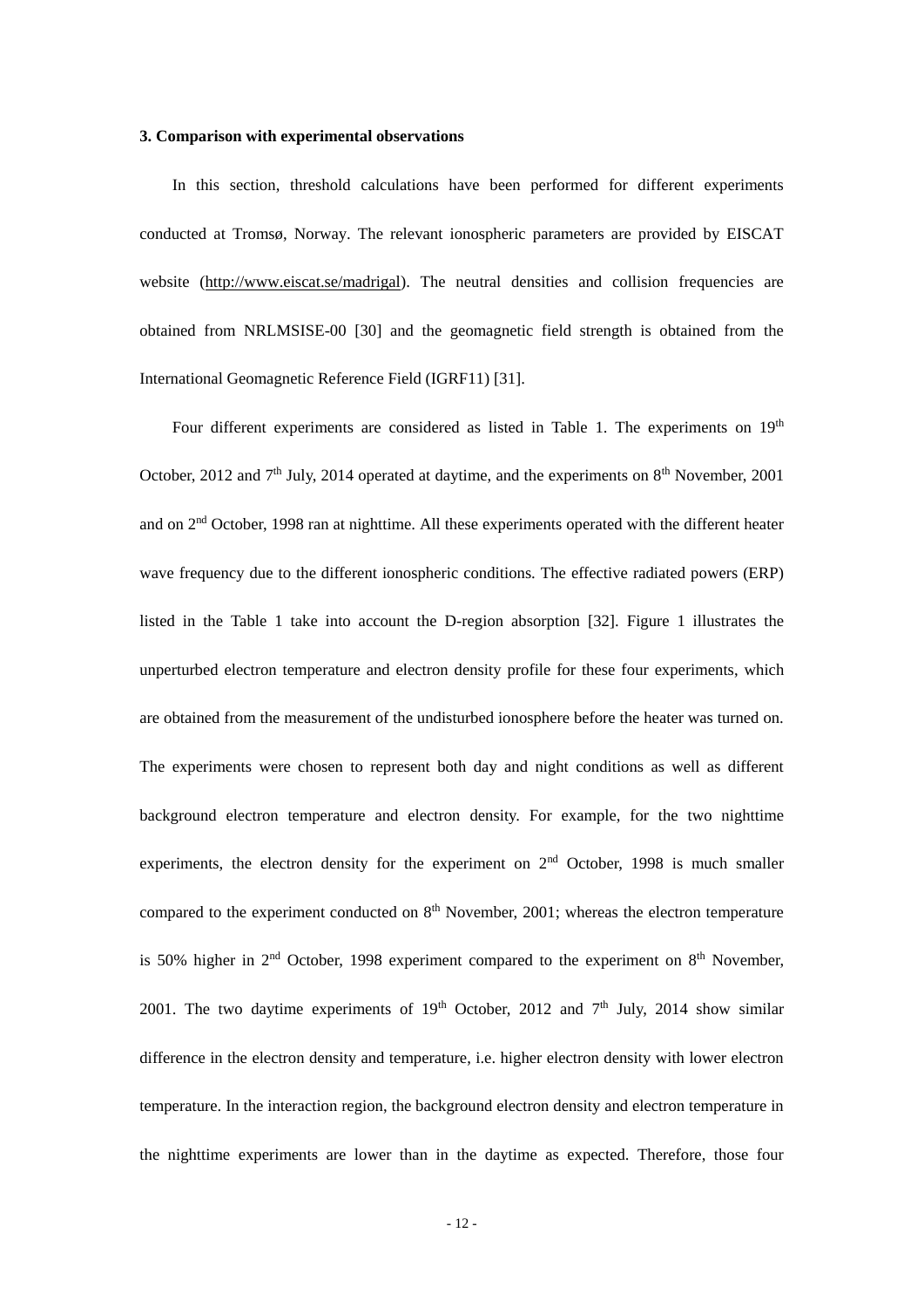### 3. Comparison with experimental observations

In this section, threshold calculations have been performed for different experiments conducted at Tromsø, Norway. The relevant ionospheric parameters are provided by EISCAT website (http://www.eiscat.se/madrigal). The neutral densities and collision frequencies are obtained from NRLMSISE-00 [30] and the geomagnetic field strength is obtained from the International Geomagnetic Reference Field (IGRF11) [31].

Four different experiments are considered as listed in Table 1. The experiments on 19th October, 2012 and 7th July, 2014 operated at daytime, and the experiments on 8th November, 2001 and on 2nd October, 1998 ran at nighttime. All these experiments operated with the different heater wave frequency due to the different ionospheric conditions. The effective radiated powers (ERP) listed in the Table 1 take into account the D-region absorption [32]. Figure 1 illustrates the unperturbed electron temperature and electron density profile for these four experiments, which are obtained from the measurement of the undisturbed ionosphere before the heater was turned on. The experiments were chosen to represent both day and night conditions as well as different background electron temperature and electron density. For example, for the two nighttime experiments, the electron density for the experiment on 2nd October, 1998 is much smaller compared to the experiment conducted on 8th November, 2001; whereas the electron temperature is 50% higher in 2nd October, 1998 experiment compared to the experiment on 8th November, 2001. The two daytime experiments of 19th October, 2012 and 7th July, 2014 show similar difference in the electron density and temperature, i.e. higher electron density with lower electron temperature. In the interaction region, the background electron density and electron temperature in the nighttime experiments are lower than in the daytime as expected. Therefore, those four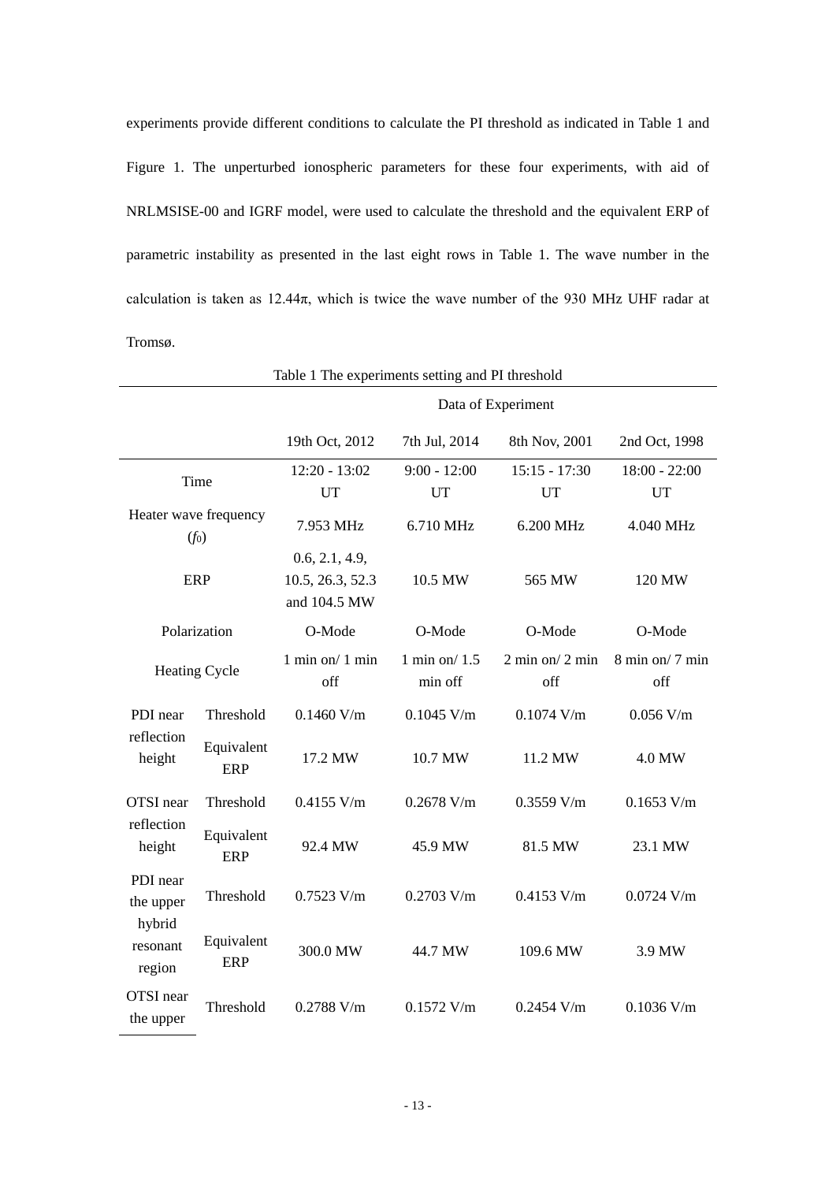experiments provide different conditions to calculate the PI threshold as indicated in Table 1 and Figure 1. The unperturbed ionospheric parameters for these four experiments, with aid of NRLMSISE-00 and IGRF model, were used to calculate the threshold and the equivalent ERP of parametric instability as presented in the last eight rows in Table 1. The wave number in the calculation is taken as 12.44π, which is twice the wave number of the 930 MHz UHF radar at Tromsø.

Table 1 The experiments setting and PI threshold

| | | Data of Experiment | | | |
|---|---|---|---|---|---|
| | | 19th Oct, 2012 | 7th Jul, 2014 | 8th Nov, 2001 | 2nd Oct, 1998 |
| Time | | 12:20 - 13:02 UT | 9:00 - 12:00 UT | 15:15 - 17:30 UT | 18:00 - 22:00 UT |
| Heater wave frequency ($f_0$) | | 7.953 MHz | 6.710 MHz | 6.200 MHz | 4.040 MHz |
| ERP | | 0.6, 2.1, 4.9, 10.5, 26.3, 52.3 and 104.5 MW | 10.5 MW | 565 MW | 120 MW |
| Polarization | | O-Mode | O-Mode | O-Mode | O-Mode |
| Heating Cycle | | 1 min on/ 1 min off | 1 min on/ 1.5 min off | 2 min on/ 2 min off | 8 min on/ 7 min off |
| PDI near reflection height | Threshold | 0.1460 V/m | 0.1045 V/m | 0.1074 V/m | 0.056 V/m |
| | Equivalent ERP | 17.2 MW | 10.7 MW | 11.2 MW | 4.0 MW |
| OTSI near reflection height | Threshold | 0.4155 V/m | 0.2678 V/m | 0.3559 V/m | 0.1653 V/m |
| | Equivalent ERP | 92.4 MW | 45.9 MW | 81.5 MW | 23.1 MW |
| PDI near the upper hybrid resonant region | Threshold | 0.7523 V/m | 0.2703 V/m | 0.4153 V/m | 0.0724 V/m |
| | Equivalent ERP | 300.0 MW | 44.7 MW | 109.6 MW | 3.9 MW |
| OTSI near the upper | Threshold | 0.2788 V/m | 0.1572 V/m | 0.2454 V/m | 0.1036 V/m |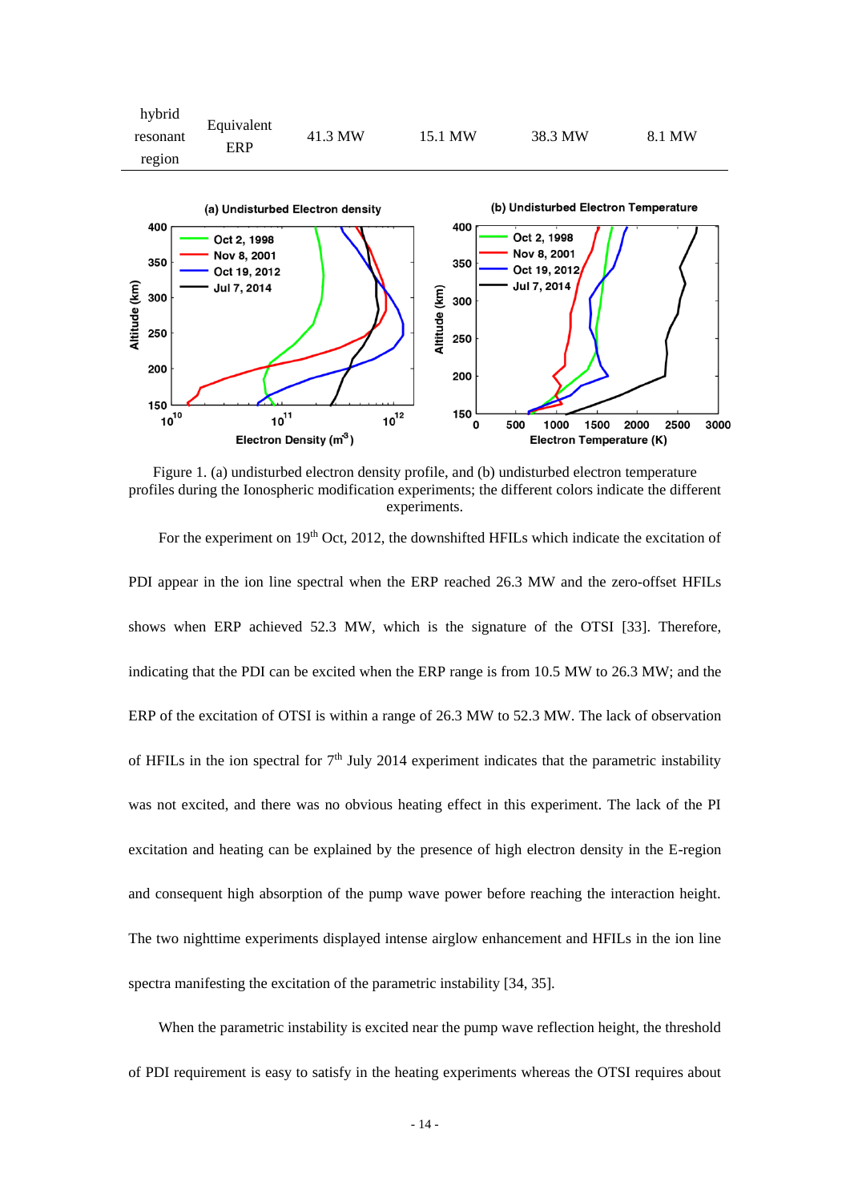| hybrid resonant region | Equivalent ERP | 41.3 MW | 15.1 MW | 38.3 MW | 8.1 MW |
|---|---|---|---|---|---|

Figure 1. (a) undisturbed electron density profile, and (b) undisturbed electron temperature profiles during the Ionospheric modification experiments; the different colors indicate the different experiments.

For the experiment on 19th Oct, 2012, the downshifted HFILs which indicate the excitation of PDI appear in the ion line spectral when the ERP reached 26.3 MW and the zero-offset HFILs shows when ERP achieved 52.3 MW, which is the signature of the OTSI [33]. Therefore, indicating that the PDI can be excited when the ERP range is from 10.5 MW to 26.3 MW; and the ERP of the excitation of OTSI is within a range of 26.3 MW to 52.3 MW. The lack of observation of HFILs in the ion spectral for 7th July 2014 experiment indicates that the parametric instability was not excited, and there was no obvious heating effect in this experiment. The lack of the PI excitation and heating can be explained by the presence of high electron density in the E-region and consequent high absorption of the pump wave power before reaching the interaction height. The two nighttime experiments displayed intense airglow enhancement and HFILs in the ion line spectra manifesting the excitation of the parametric instability [34, 35].

When the parametric instability is excited near the pump wave reflection height, the threshold of PDI requirement is easy to satisfy in the heating experiments whereas the OTSI requires about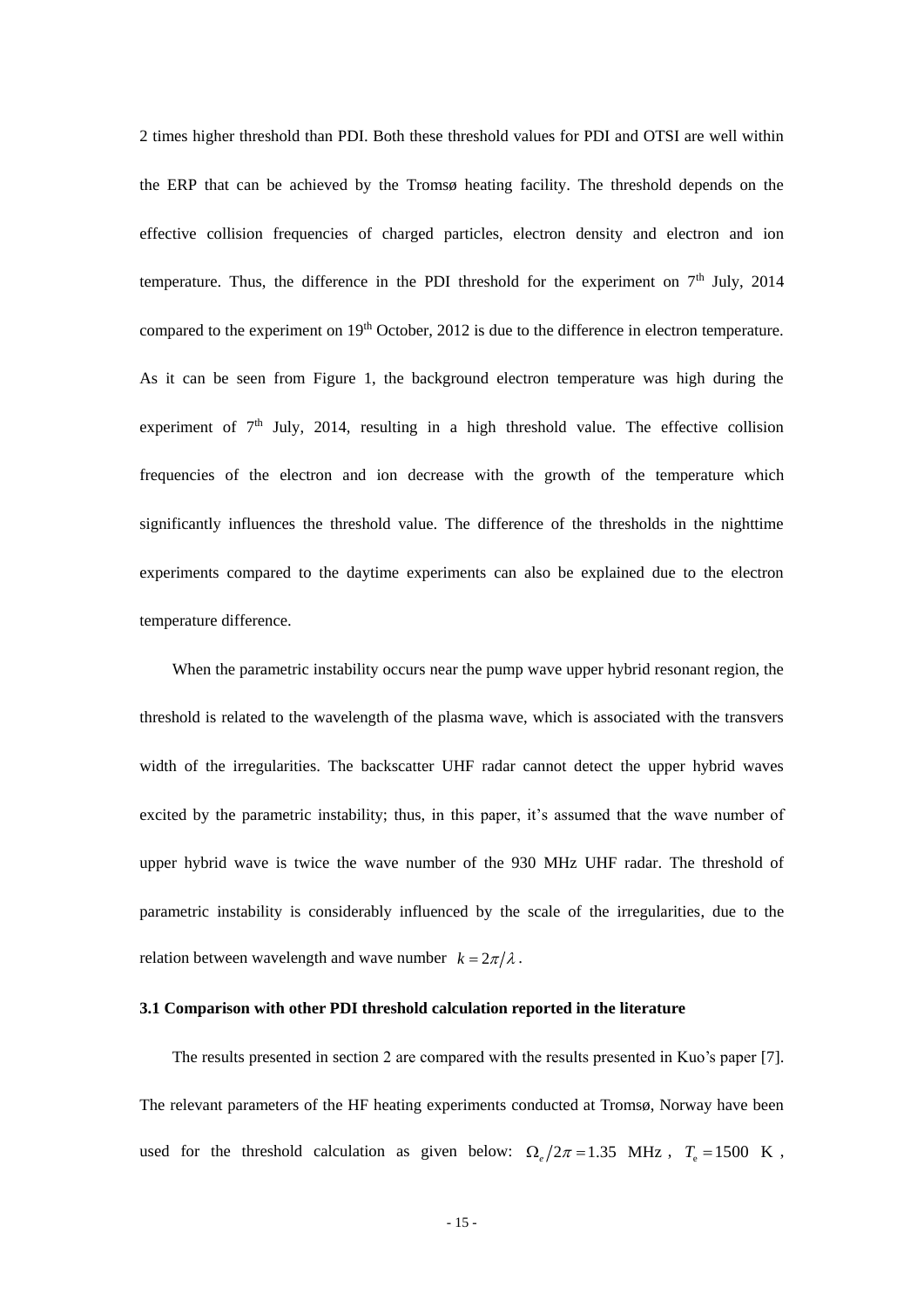2 times higher threshold than PDI. Both these threshold values for PDI and OTSI are well within the ERP that can be achieved by the Tromsø heating facility. The threshold depends on the effective collision frequencies of charged particles, electron density and electron and ion temperature. Thus, the difference in the PDI threshold for the experiment on 7th July, 2014 compared to the experiment on 19th October, 2012 is due to the difference in electron temperature. As it can be seen from Figure 1, the background electron temperature was high during the experiment of 7th July, 2014, resulting in a high threshold value. The effective collision frequencies of the electron and ion decrease with the growth of the temperature which significantly influences the threshold value. The difference of the thresholds in the nighttime experiments compared to the daytime experiments can also be explained due to the electron temperature difference.

When the parametric instability occurs near the pump wave upper hybrid resonant region, the threshold is related to the wavelength of the plasma wave, which is associated with the transvers width of the irregularities. The backscatter UHF radar cannot detect the upper hybrid waves excited by the parametric instability; thus, in this paper, it's assumed that the wave number of upper hybrid wave is twice the wave number of the 930 MHz UHF radar. The threshold of parametric instability is considerably influenced by the scale of the irregularities, due to the relation between wavelength and wave number $k = 2\pi/\lambda$.

### 3.1 Comparison with other PDI threshold calculation reported in the literature

The results presented in section 2 are compared with the results presented in Kuo's paper [7]. The relevant parameters of the HF heating experiments conducted at Tromsø, Norway have been used for the threshold calculation as given below: $\Omega_e/2\pi = 1.35$ MHz, $T_e = 1500$ K,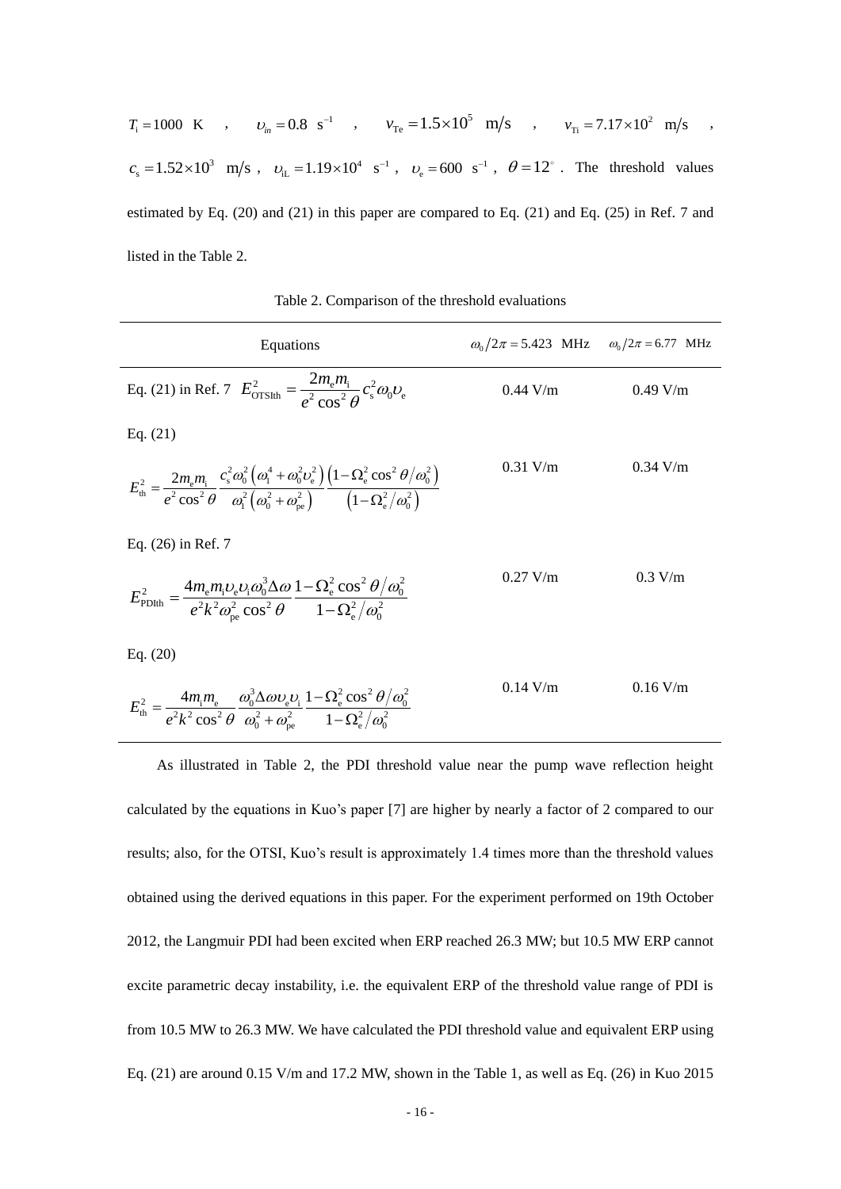$T_i = 1000$ K , $\upsilon_{in} = 0.8$ s$^{-1}$ , $v_{Te} = 1.5\times10^5$ m/s , $v_{Ti} = 7.17\times10^2$ m/s , $c_s = 1.52\times10^3$ m/s , $\upsilon_{iL} = 1.19\times10^4$ s$^{-1}$ , $\upsilon_e = 600$ s$^{-1}$ , $\theta = 12^\circ$ . The threshold values estimated by Eq. (20) and (21) in this paper are compared to Eq. (21) and Eq. (25) in Ref. 7 and listed in the Table 2.

Table 2. Comparison of the threshold evaluations

| Equations | $\omega_0/2\pi = 5.423$ MHz | $\omega_0/2\pi = 6.77$ MHz |
|---|---|---|
| Eq. (21) in Ref. 7 $E^2_{\mathrm{OTSIth}} = \dfrac{2m_e m_i}{e^2\cos^2\theta}c_s^2\omega_0\upsilon_e$ | 0.44 V/m | 0.49 V/m |
| Eq. (21) $E^2_{\mathrm{th}} = \dfrac{2m_e m_i}{e^2\cos^2\theta}\dfrac{c_s^2\omega_0^2\left(\omega_1^4+\omega_0^2\upsilon_e^2\right)}{\omega_1^2\left(\omega_0^2+\omega_{pe}^2\right)}\dfrac{\left(1-\Omega_e^2\cos^2\theta/\omega_0^2\right)}{\left(1-\Omega_e^2/\omega_0^2\right)}$ | 0.31 V/m | 0.34 V/m |
| Eq. (26) in Ref. 7 $E^2_{\mathrm{PDIth}} = \dfrac{4m_e m_i\upsilon_e\upsilon_i\omega_0^3\Delta\omega}{e^2k^2\omega_{pe}^2\cos^2\theta}\dfrac{1-\Omega_e^2\cos^2\theta/\omega_0^2}{1-\Omega_e^2/\omega_0^2}$ | 0.27 V/m | 0.3 V/m |
| Eq. (20) $E^2_{\mathrm{th}} = \dfrac{4m_i m_e}{e^2k^2\cos^2\theta}\dfrac{\omega_0^3\Delta\omega\upsilon_e\upsilon_i}{\omega_0^2+\omega_{pe}^2}\dfrac{1-\Omega_e^2\cos^2\theta/\omega_0^2}{1-\Omega_e^2/\omega_0^2}$ | 0.14 V/m | 0.16 V/m |

As illustrated in Table 2, the PDI threshold value near the pump wave reflection height calculated by the equations in Kuo's paper [7] are higher by nearly a factor of 2 compared to our results; also, for the OTSI, Kuo's result is approximately 1.4 times more than the threshold values obtained using the derived equations in this paper. For the experiment performed on 19th October 2012, the Langmuir PDI had been excited when ERP reached 26.3 MW; but 10.5 MW ERP cannot excite parametric decay instability, i.e. the equivalent ERP of the threshold value range of PDI is from 10.5 MW to 26.3 MW. We have calculated the PDI threshold value and equivalent ERP using Eq. (21) are around 0.15 V/m and 17.2 MW, shown in the Table 1, as well as Eq. (26) in Kuo 2015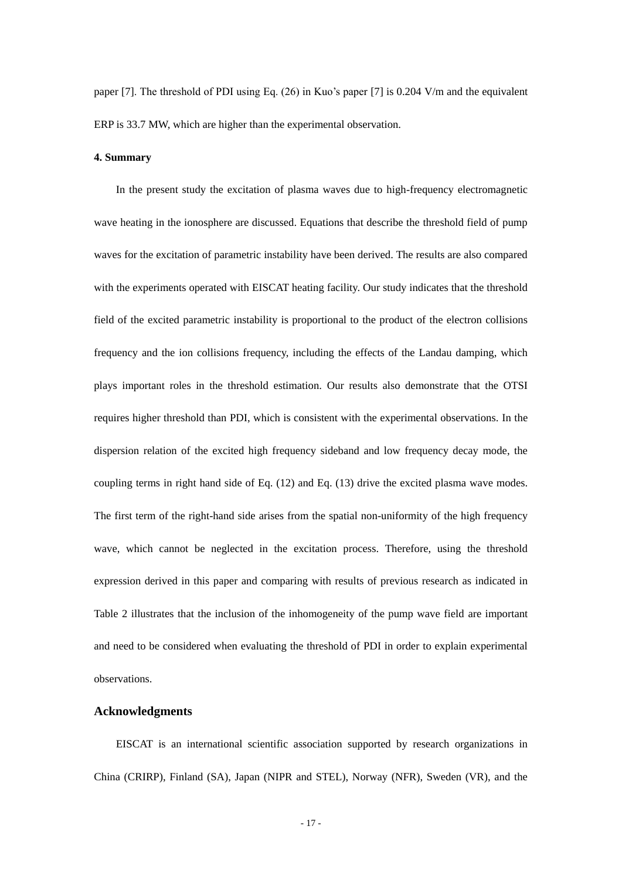paper [7]. The threshold of PDI using Eq. (26) in Kuo's paper [7] is 0.204 V/m and the equivalent ERP is 33.7 MW, which are higher than the experimental observation.

**4. Summary**

In the present study the excitation of plasma waves due to high-frequency electromagnetic wave heating in the ionosphere are discussed. Equations that describe the threshold field of pump waves for the excitation of parametric instability have been derived. The results are also compared with the experiments operated with EISCAT heating facility. Our study indicates that the threshold field of the excited parametric instability is proportional to the product of the electron collisions frequency and the ion collisions frequency, including the effects of the Landau damping, which plays important roles in the threshold estimation. Our results also demonstrate that the OTSI requires higher threshold than PDI, which is consistent with the experimental observations. In the dispersion relation of the excited high frequency sideband and low frequency decay mode, the coupling terms in right hand side of Eq. (12) and Eq. (13) drive the excited plasma wave modes. The first term of the right-hand side arises from the spatial non-uniformity of the high frequency wave, which cannot be neglected in the excitation process. Therefore, using the threshold expression derived in this paper and comparing with results of previous research as indicated in Table 2 illustrates that the inclusion of the inhomogeneity of the pump wave field are important and need to be considered when evaluating the threshold of PDI in order to explain experimental observations.

## Acknowledgments

EISCAT is an international scientific association supported by research organizations in China (CRIRP), Finland (SA), Japan (NIPR and STEL), Norway (NFR), Sweden (VR), and the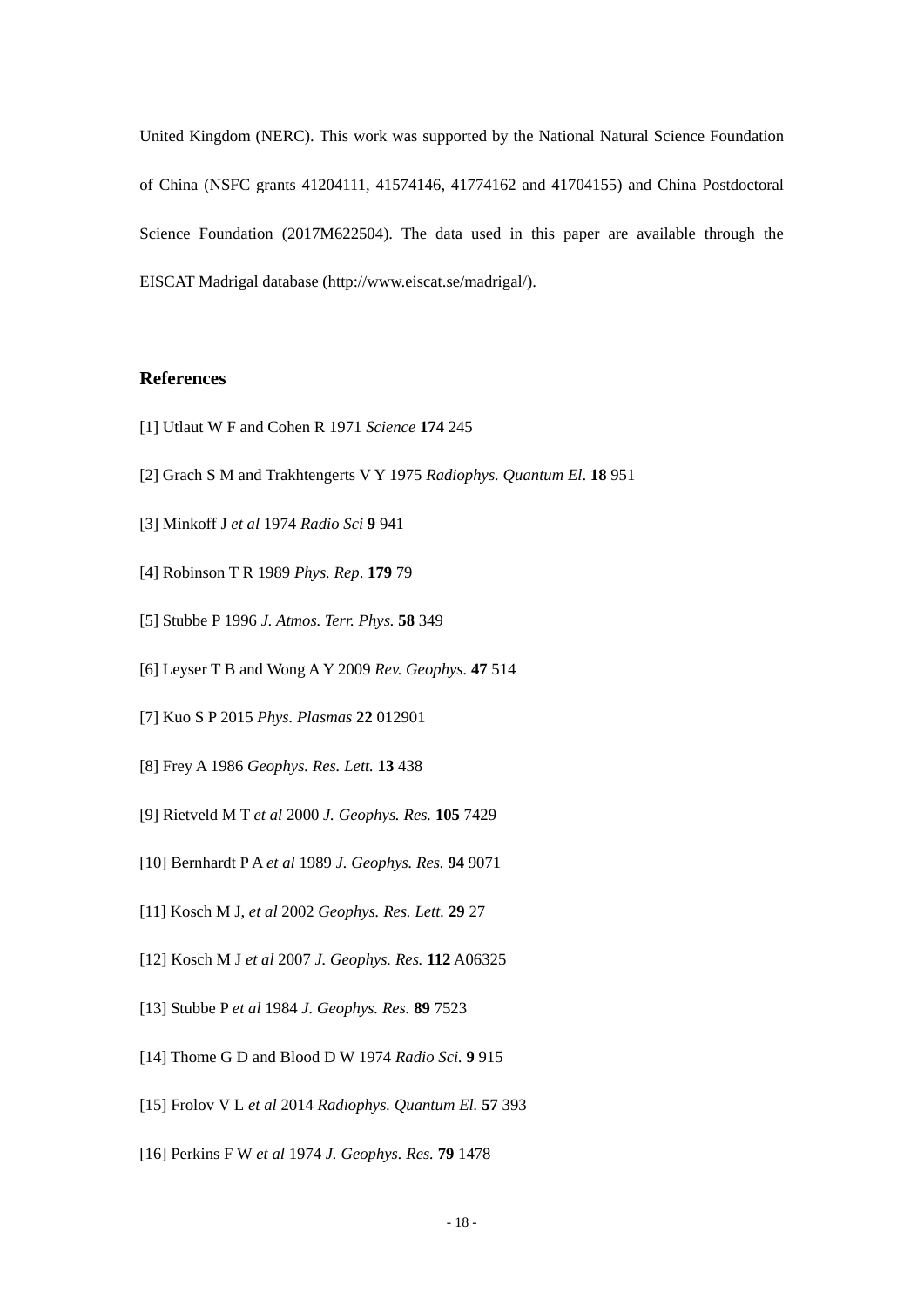United Kingdom (NERC). This work was supported by the National Natural Science Foundation of China (NSFC grants 41204111, 41574146, 41774162 and 41704155) and China Postdoctoral Science Foundation (2017M622504). The data used in this paper are available through the EISCAT Madrigal database (http://www.eiscat.se/madrigal/).

## References

[1] Utlaut W F and Cohen R 1971 *Science* **174** 245

[2] Grach S M and Trakhtengerts V Y 1975 *Radiophys. Quantum El*. **18** 951

[3] Minkoff J *et al* 1974 *Radio Sci* **9** 941

[4] Robinson T R 1989 *Phys. Rep*. **179** 79

[5] Stubbe P 1996 *J. Atmos. Terr. Phys.* **58** 349

[6] Leyser T B and Wong A Y 2009 *Rev. Geophys.* **47** 514

[7] Kuo S P 2015 *Phys. Plasmas* **22** 012901

[8] Frey A 1986 *Geophys. Res. Lett.* **13** 438

[9] Rietveld M T *et al* 2000 *J. Geophys. Res.* **105** 7429

[10] Bernhardt P A *et al* 1989 *J. Geophys. Res.* **94** 9071

[11] Kosch M J, *et al* 2002 *Geophys. Res. Lett.* **29** 27

[12] Kosch M J *et al* 2007 *J. Geophys. Res.* **112** A06325

[13] Stubbe P *et al* 1984 *J. Geophys. Res.* **89** 7523

[14] Thome G D and Blood D W 1974 *Radio Sci.* **9** 915

[15] Frolov V L *et al* 2014 *Radiophys. Quantum El.* **57** 393

[16] Perkins F W *et al* 1974 *J. Geophys. Res.* **79** 1478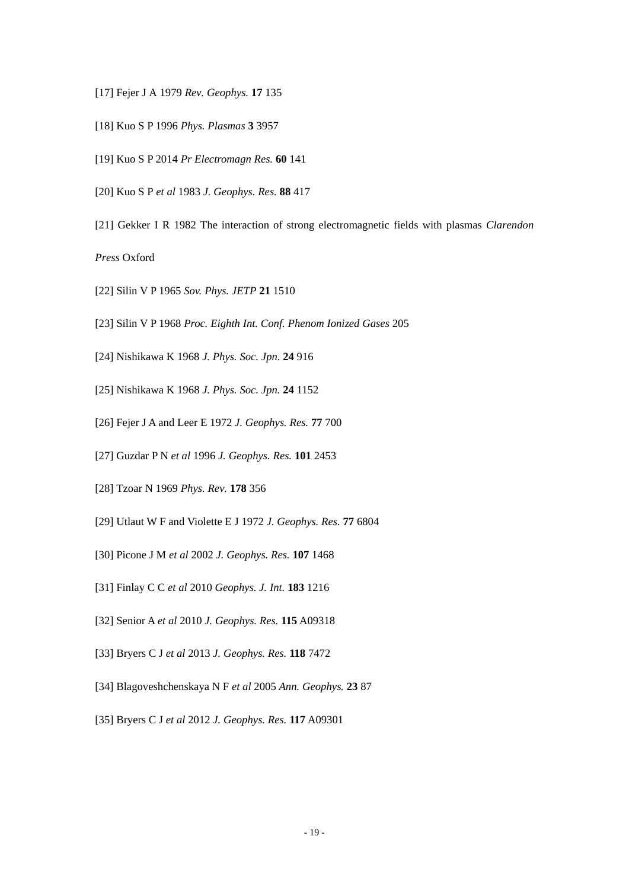[17] Fejer J A 1979 *Rev. Geophys.* **17** 135

[18] Kuo S P 1996 *Phys. Plasmas* **3** 3957

[19] Kuo S P 2014 *Pr Electromagn Res.* **60** 141

[20] Kuo S P *et al* 1983 *J. Geophys. Res.* **88** 417

[21] Gekker I R 1982 The interaction of strong electromagnetic fields with plasmas *Clarendon Press* Oxford

[22] Silin V P 1965 *Sov. Phys. JETP* **21** 1510

[23] Silin V P 1968 *Proc. Eighth Int. Conf. Phenom Ionized Gases* 205

[24] Nishikawa K 1968 *J. Phys. Soc. Jpn*. **24** 916

[25] Nishikawa K 1968 *J. Phys. Soc. Jpn.* **24** 1152

[26] Fejer J A and Leer E 1972 *J. Geophys. Res.* **77** 700

[27] Guzdar P N *et al* 1996 *J. Geophys. Res.* **101** 2453

[28] Tzoar N 1969 *Phys. Rev.* **178** 356

[29] Utlaut W F and Violette E J 1972 *J. Geophys. Res*. **77** 6804

[30] Picone J M *et al* 2002 *J. Geophys. Res.* **107** 1468

[31] Finlay C C *et al* 2010 *Geophys. J. Int.* **183** 1216

[32] Senior A *et al* 2010 *J. Geophys. Res.* **115** A09318

[33] Bryers C J *et al* 2013 *J. Geophys. Res.* **118** 7472

[34] Blagoveshchenskaya N F *et al* 2005 *Ann. Geophys.* **23** 87

[35] Bryers C J *et al* 2012 *J. Geophys. Res.* **117** A09301